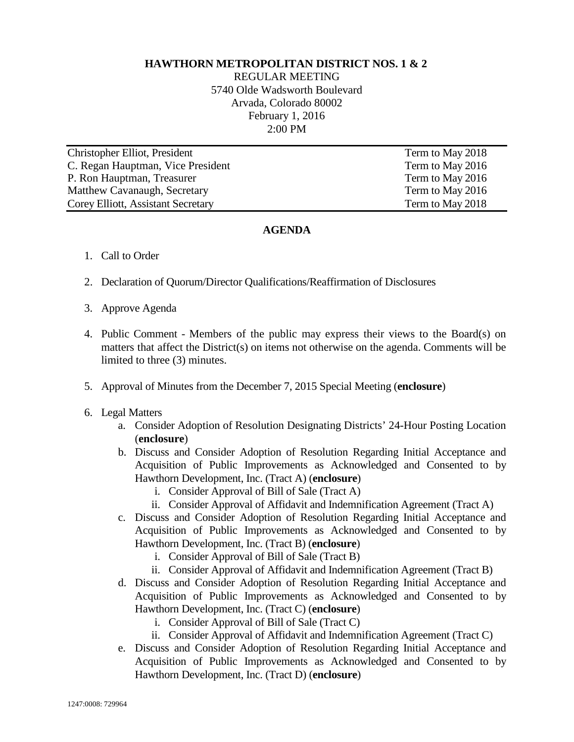**HAWTHORN METROPOLITAN DISTRICT NOS. 1 & 2**

REGULAR MEETING
5740 Olde Wadsworth Boulevard
Arvada, Colorado 80002
February 1, 2016
2:00 PM

| | |
|---|---|
| Christopher Elliot, President | Term to May 2018 |
| C. Regan Hauptman, Vice President | Term to May 2016 |
| P. Ron Hauptman, Treasurer | Term to May 2016 |
| Matthew Cavanaugh, Secretary | Term to May 2016 |
| Corey Elliott, Assistant Secretary | Term to May 2018 |

## AGENDA

1. Call to Order

2. Declaration of Quorum/Director Qualifications/Reaffirmation of Disclosures

3. Approve Agenda

4. Public Comment - Members of the public may express their views to the Board(s) on matters that affect the District(s) on items not otherwise on the agenda. Comments will be limited to three (3) minutes.

5. Approval of Minutes from the December 7, 2015 Special Meeting (**enclosure**)

6. Legal Matters
   a. Consider Adoption of Resolution Designating Districts' 24-Hour Posting Location (**enclosure**)
   b. Discuss and Consider Adoption of Resolution Regarding Initial Acceptance and Acquisition of Public Improvements as Acknowledged and Consented to by Hawthorn Development, Inc. (Tract A) (**enclosure**)
      i. Consider Approval of Bill of Sale (Tract A)
      ii. Consider Approval of Affidavit and Indemnification Agreement (Tract A)
   c. Discuss and Consider Adoption of Resolution Regarding Initial Acceptance and Acquisition of Public Improvements as Acknowledged and Consented to by Hawthorn Development, Inc. (Tract B) (**enclosure**)
      i. Consider Approval of Bill of Sale (Tract B)
      ii. Consider Approval of Affidavit and Indemnification Agreement (Tract B)
   d. Discuss and Consider Adoption of Resolution Regarding Initial Acceptance and Acquisition of Public Improvements as Acknowledged and Consented to by Hawthorn Development, Inc. (Tract C) (**enclosure**)
      i. Consider Approval of Bill of Sale (Tract C)
      ii. Consider Approval of Affidavit and Indemnification Agreement (Tract C)
   e. Discuss and Consider Adoption of Resolution Regarding Initial Acceptance and Acquisition of Public Improvements as Acknowledged and Consented to by Hawthorn Development, Inc. (Tract D) (**enclosure**)

1247:0008: 729964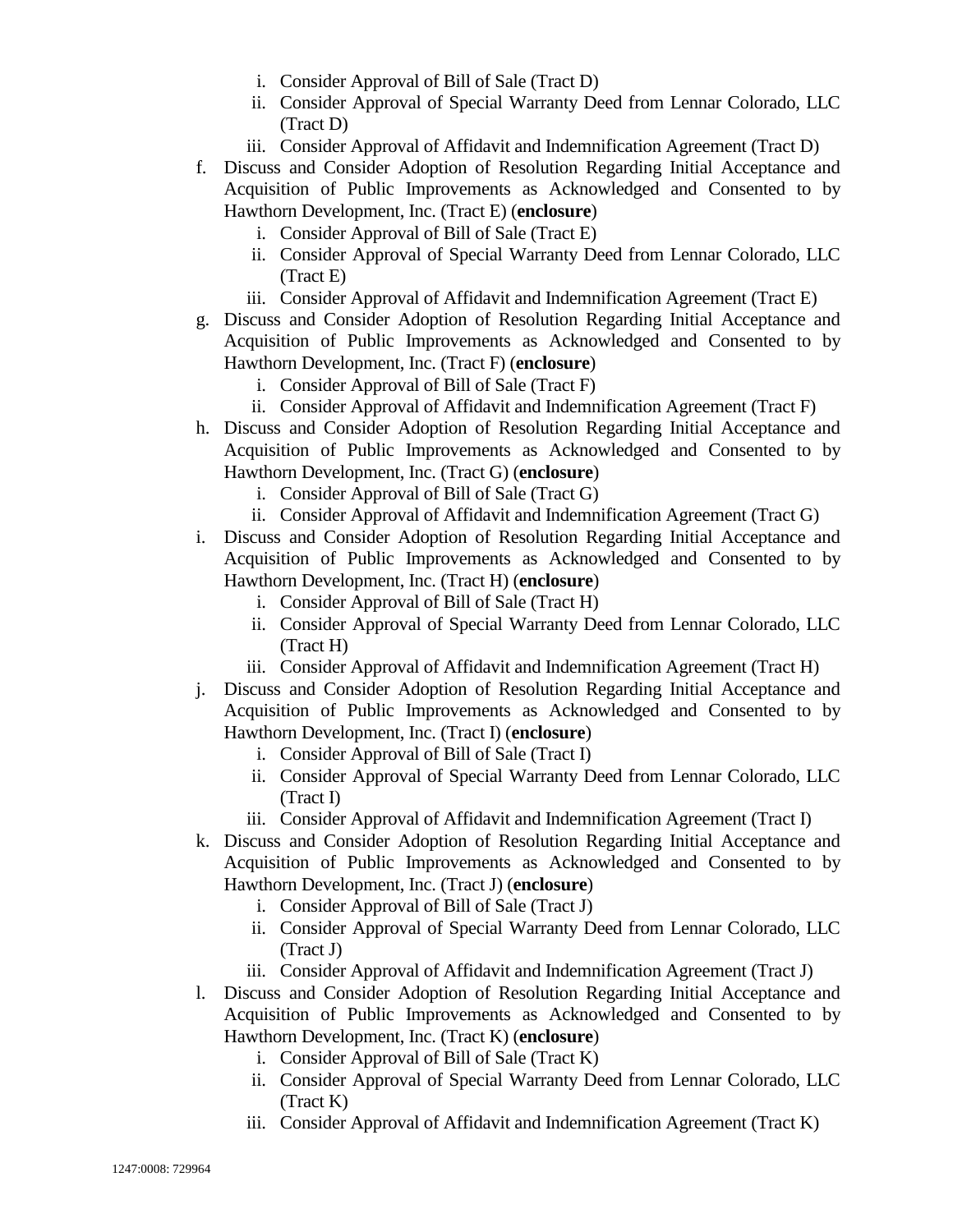i. Consider Approval of Bill of Sale (Tract D)
   ii. Consider Approval of Special Warranty Deed from Lennar Colorado, LLC (Tract D)
   iii. Consider Approval of Affidavit and Indemnification Agreement (Tract D)

f. Discuss and Consider Adoption of Resolution Regarding Initial Acceptance and Acquisition of Public Improvements as Acknowledged and Consented to by Hawthorn Development, Inc. (Tract E) (**enclosure**)
   i. Consider Approval of Bill of Sale (Tract E)
   ii. Consider Approval of Special Warranty Deed from Lennar Colorado, LLC (Tract E)
   iii. Consider Approval of Affidavit and Indemnification Agreement (Tract E)

g. Discuss and Consider Adoption of Resolution Regarding Initial Acceptance and Acquisition of Public Improvements as Acknowledged and Consented to by Hawthorn Development, Inc. (Tract F) (**enclosure**)
   i. Consider Approval of Bill of Sale (Tract F)
   ii. Consider Approval of Affidavit and Indemnification Agreement (Tract F)

h. Discuss and Consider Adoption of Resolution Regarding Initial Acceptance and Acquisition of Public Improvements as Acknowledged and Consented to by Hawthorn Development, Inc. (Tract G) (**enclosure**)
   i. Consider Approval of Bill of Sale (Tract G)
   ii. Consider Approval of Affidavit and Indemnification Agreement (Tract G)

i. Discuss and Consider Adoption of Resolution Regarding Initial Acceptance and Acquisition of Public Improvements as Acknowledged and Consented to by Hawthorn Development, Inc. (Tract H) (**enclosure**)
   i. Consider Approval of Bill of Sale (Tract H)
   ii. Consider Approval of Special Warranty Deed from Lennar Colorado, LLC (Tract H)
   iii. Consider Approval of Affidavit and Indemnification Agreement (Tract H)

j. Discuss and Consider Adoption of Resolution Regarding Initial Acceptance and Acquisition of Public Improvements as Acknowledged and Consented to by Hawthorn Development, Inc. (Tract I) (**enclosure**)
   i. Consider Approval of Bill of Sale (Tract I)
   ii. Consider Approval of Special Warranty Deed from Lennar Colorado, LLC (Tract I)
   iii. Consider Approval of Affidavit and Indemnification Agreement (Tract I)

k. Discuss and Consider Adoption of Resolution Regarding Initial Acceptance and Acquisition of Public Improvements as Acknowledged and Consented to by Hawthorn Development, Inc. (Tract J) (**enclosure**)
   i. Consider Approval of Bill of Sale (Tract J)
   ii. Consider Approval of Special Warranty Deed from Lennar Colorado, LLC (Tract J)
   iii. Consider Approval of Affidavit and Indemnification Agreement (Tract J)

l. Discuss and Consider Adoption of Resolution Regarding Initial Acceptance and Acquisition of Public Improvements as Acknowledged and Consented to by Hawthorn Development, Inc. (Tract K) (**enclosure**)
   i. Consider Approval of Bill of Sale (Tract K)
   ii. Consider Approval of Special Warranty Deed from Lennar Colorado, LLC (Tract K)
   iii. Consider Approval of Affidavit and Indemnification Agreement (Tract K)

1247:0008: 729964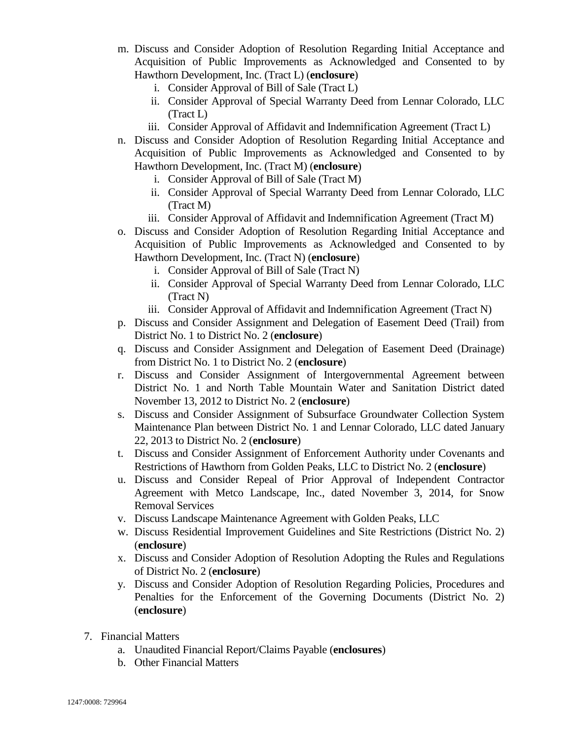m. Discuss and Consider Adoption of Resolution Regarding Initial Acceptance and Acquisition of Public Improvements as Acknowledged and Consented to by Hawthorn Development, Inc. (Tract L) (**enclosure**)
   i. Consider Approval of Bill of Sale (Tract L)
   ii. Consider Approval of Special Warranty Deed from Lennar Colorado, LLC (Tract L)
   iii. Consider Approval of Affidavit and Indemnification Agreement (Tract L)

n. Discuss and Consider Adoption of Resolution Regarding Initial Acceptance and Acquisition of Public Improvements as Acknowledged and Consented to by Hawthorn Development, Inc. (Tract M) (**enclosure**)
   i. Consider Approval of Bill of Sale (Tract M)
   ii. Consider Approval of Special Warranty Deed from Lennar Colorado, LLC (Tract M)
   iii. Consider Approval of Affidavit and Indemnification Agreement (Tract M)

o. Discuss and Consider Adoption of Resolution Regarding Initial Acceptance and Acquisition of Public Improvements as Acknowledged and Consented to by Hawthorn Development, Inc. (Tract N) (**enclosure**)
   i. Consider Approval of Bill of Sale (Tract N)
   ii. Consider Approval of Special Warranty Deed from Lennar Colorado, LLC (Tract N)
   iii. Consider Approval of Affidavit and Indemnification Agreement (Tract N)

p. Discuss and Consider Assignment and Delegation of Easement Deed (Trail) from District No. 1 to District No. 2 (**enclosure**)

q. Discuss and Consider Assignment and Delegation of Easement Deed (Drainage) from District No. 1 to District No. 2 (**enclosure**)

r. Discuss and Consider Assignment of Intergovernmental Agreement between District No. 1 and North Table Mountain Water and Sanitation District dated November 13, 2012 to District No. 2 (**enclosure**)

s. Discuss and Consider Assignment of Subsurface Groundwater Collection System Maintenance Plan between District No. 1 and Lennar Colorado, LLC dated January 22, 2013 to District No. 2 (**enclosure**)

t. Discuss and Consider Assignment of Enforcement Authority under Covenants and Restrictions of Hawthorn from Golden Peaks, LLC to District No. 2 (**enclosure**)

u. Discuss and Consider Repeal of Prior Approval of Independent Contractor Agreement with Metco Landscape, Inc., dated November 3, 2014, for Snow Removal Services

v. Discuss Landscape Maintenance Agreement with Golden Peaks, LLC

w. Discuss Residential Improvement Guidelines and Site Restrictions (District No. 2) (**enclosure**)

x. Discuss and Consider Adoption of Resolution Adopting the Rules and Regulations of District No. 2 (**enclosure**)

y. Discuss and Consider Adoption of Resolution Regarding Policies, Procedures and Penalties for the Enforcement of the Governing Documents (District No. 2) (**enclosure**)

7. Financial Matters
   a. Unaudited Financial Report/Claims Payable (**enclosures**)
   b. Other Financial Matters

1247:0008: 729964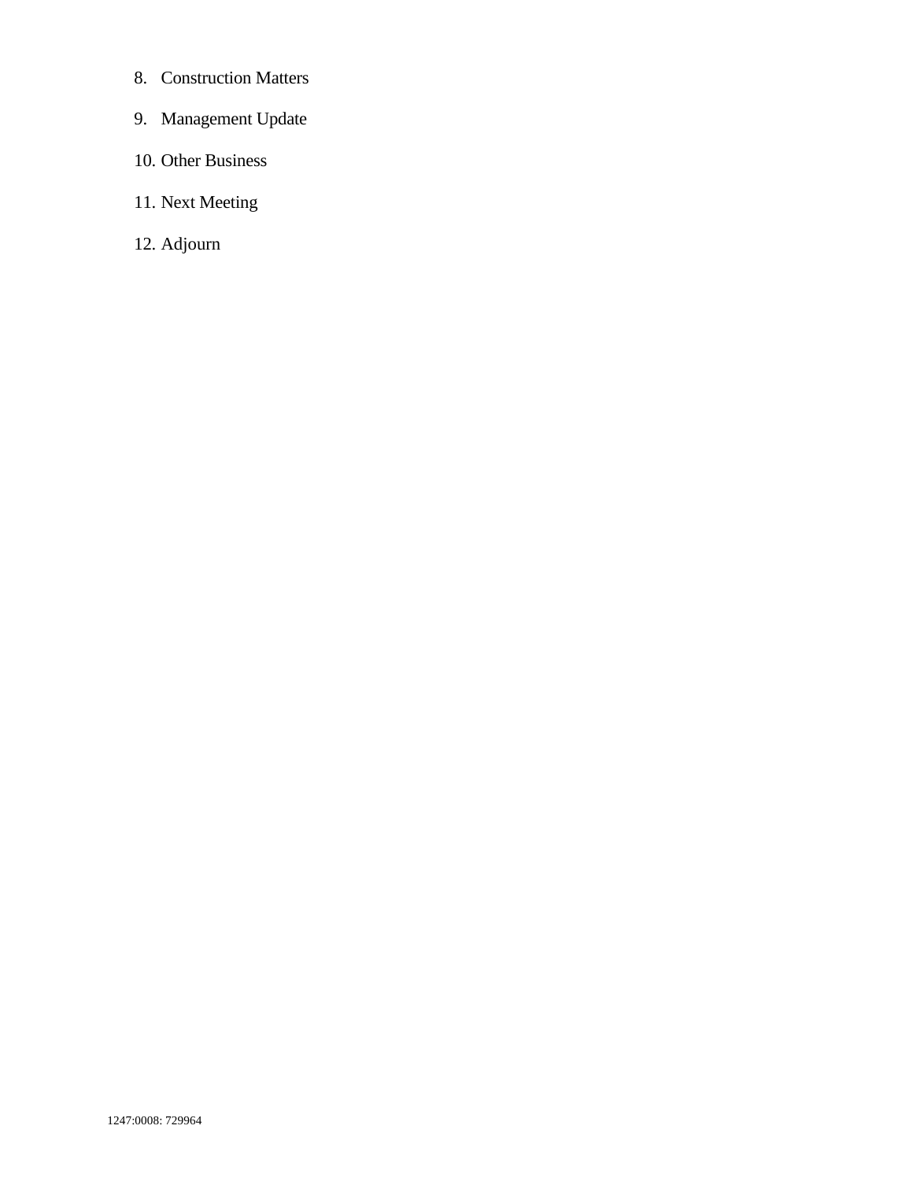8. Construction Matters
9. Management Update
10. Other Business
11. Next Meeting
12. Adjourn

1247:0008: 729964